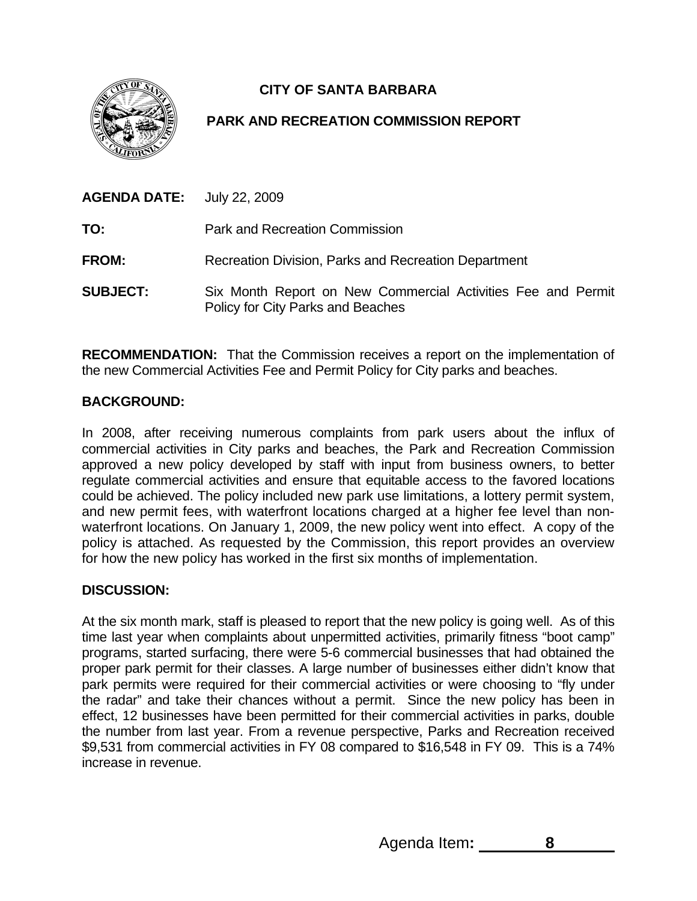# CITY OF SANTA BARBARA

## PARK AND RECREATION COMMISSION REPORT

**AGENDA DATE:** July 22, 2009

**TO:** Park and Recreation Commission

**FROM:** Recreation Division, Parks and Recreation Department

**SUBJECT:** Six Month Report on New Commercial Activities Fee and Permit Policy for City Parks and Beaches

**RECOMMENDATION:** That the Commission receives a report on the implementation of the new Commercial Activities Fee and Permit Policy for City parks and beaches.

**BACKGROUND:**

In 2008, after receiving numerous complaints from park users about the influx of commercial activities in City parks and beaches, the Park and Recreation Commission approved a new policy developed by staff with input from business owners, to better regulate commercial activities and ensure that equitable access to the favored locations could be achieved. The policy included new park use limitations, a lottery permit system, and new permit fees, with waterfront locations charged at a higher fee level than non-waterfront locations. On January 1, 2009, the new policy went into effect. A copy of the policy is attached. As requested by the Commission, this report provides an overview for how the new policy has worked in the first six months of implementation.

**DISCUSSION:**

At the six month mark, staff is pleased to report that the new policy is going well. As of this time last year when complaints about unpermitted activities, primarily fitness "boot camp" programs, started surfacing, there were 5-6 commercial businesses that had obtained the proper park permit for their classes. A large number of businesses either didn't know that park permits were required for their commercial activities or were choosing to "fly under the radar" and take their chances without a permit. Since the new policy has been in effect, 12 businesses have been permitted for their commercial activities in parks, double the number from last year. From a revenue perspective, Parks and Recreation received $9,531 from commercial activities in FY 08 compared to $16,548 in FY 09. This is a 74% increase in revenue.

Agenda Item: **8**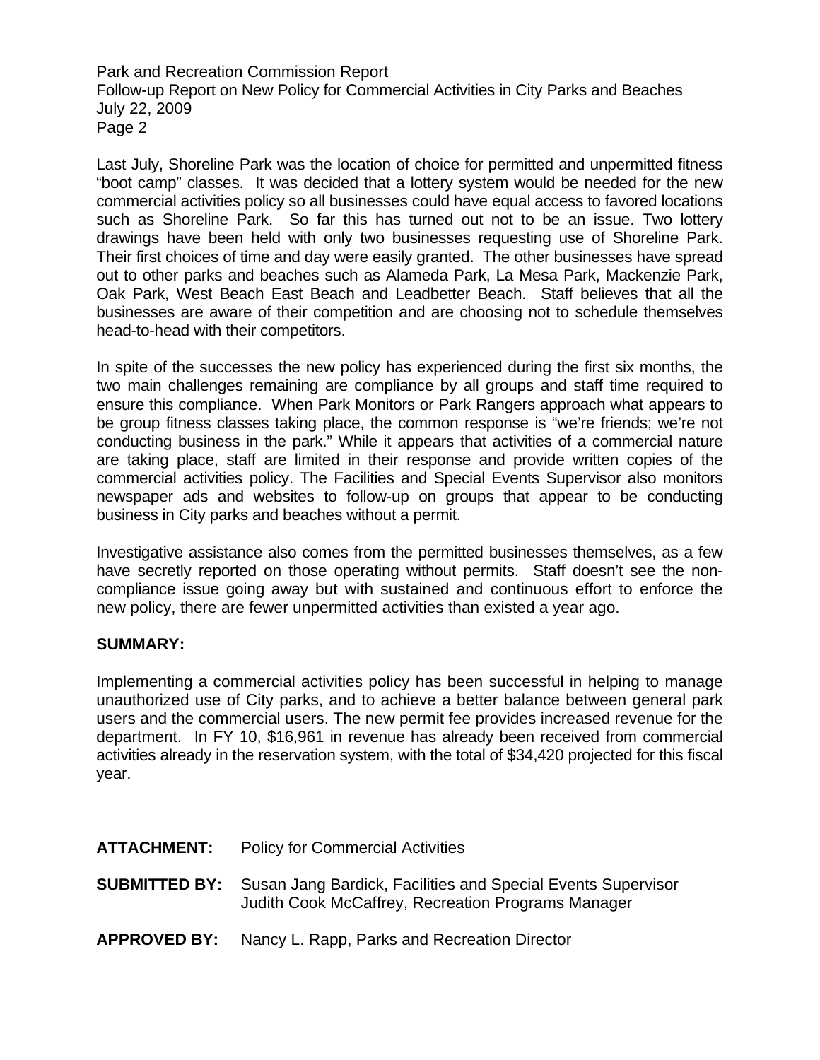Last July, Shoreline Park was the location of choice for permitted and unpermitted fitness "boot camp" classes. It was decided that a lottery system would be needed for the new commercial activities policy so all businesses could have equal access to favored locations such as Shoreline Park. So far this has turned out not to be an issue. Two lottery drawings have been held with only two businesses requesting use of Shoreline Park. Their first choices of time and day were easily granted. The other businesses have spread out to other parks and beaches such as Alameda Park, La Mesa Park, Mackenzie Park, Oak Park, West Beach East Beach and Leadbetter Beach. Staff believes that all the businesses are aware of their competition and are choosing not to schedule themselves head-to-head with their competitors.

In spite of the successes the new policy has experienced during the first six months, the two main challenges remaining are compliance by all groups and staff time required to ensure this compliance. When Park Monitors or Park Rangers approach what appears to be group fitness classes taking place, the common response is "we're friends; we're not conducting business in the park." While it appears that activities of a commercial nature are taking place, staff are limited in their response and provide written copies of the commercial activities policy. The Facilities and Special Events Supervisor also monitors newspaper ads and websites to follow-up on groups that appear to be conducting business in City parks and beaches without a permit.

Investigative assistance also comes from the permitted businesses themselves, as a few have secretly reported on those operating without permits. Staff doesn't see the non-compliance issue going away but with sustained and continuous effort to enforce the new policy, there are fewer unpermitted activities than existed a year ago.

**SUMMARY:**

Implementing a commercial activities policy has been successful in helping to manage unauthorized use of City parks, and to achieve a better balance between general park users and the commercial users. The new permit fee provides increased revenue for the department. In FY 10, $16,961 in revenue has already been received from commercial activities already in the reservation system, with the total of $34,420 projected for this fiscal year.

**ATTACHMENT:** Policy for Commercial Activities

**SUBMITTED BY:** Susan Jang Bardick, Facilities and Special Events Supervisor
Judith Cook McCaffrey, Recreation Programs Manager

**APPROVED BY:** Nancy L. Rapp, Parks and Recreation Director